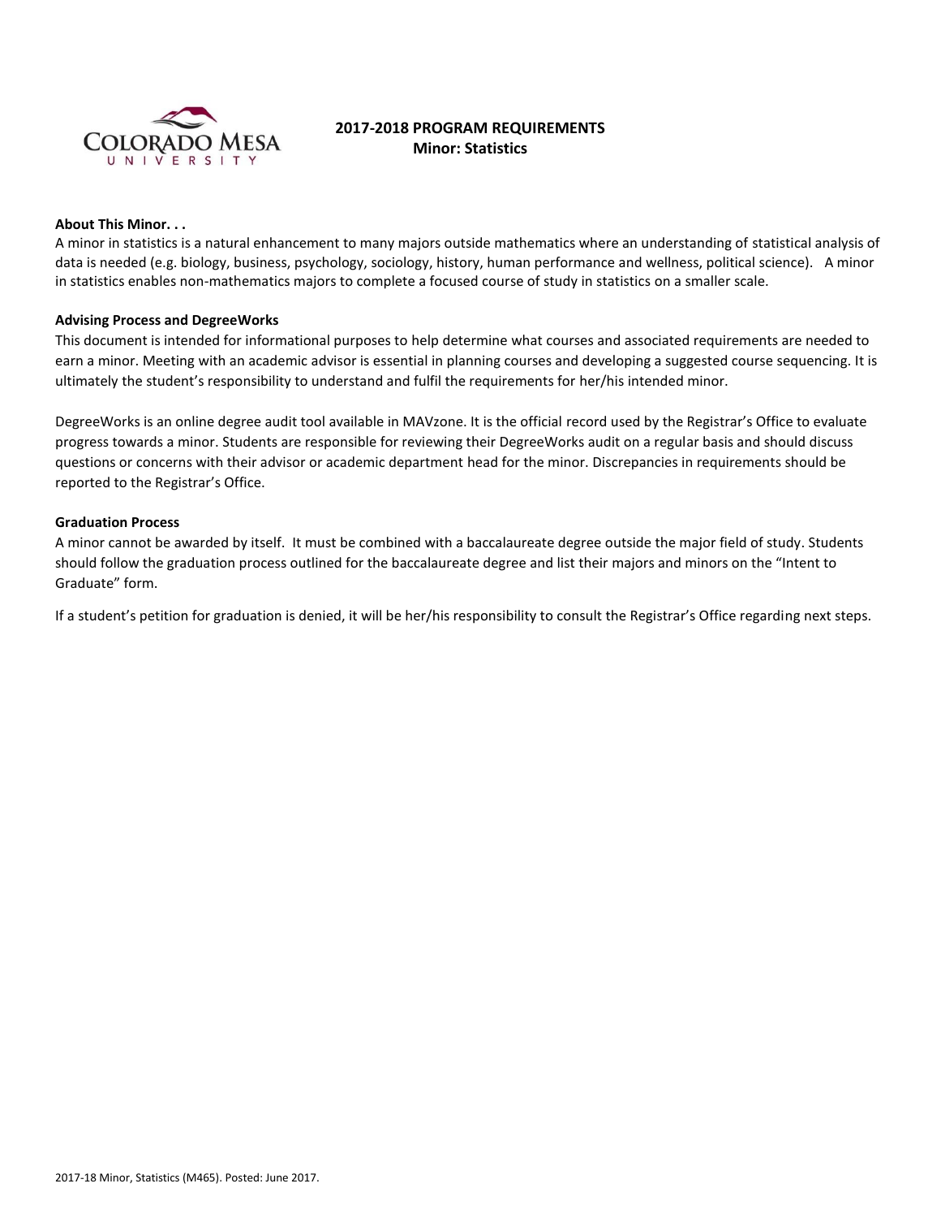# 2017-2018 PROGRAM REQUIREMENTS
## Minor: Statistics

**About This Minor. . .**

A minor in statistics is a natural enhancement to many majors outside mathematics where an understanding of statistical analysis of data is needed (e.g. biology, business, psychology, sociology, history, human performance and wellness, political science). A minor in statistics enables non-mathematics majors to complete a focused course of study in statistics on a smaller scale.

**Advising Process and DegreeWorks**

This document is intended for informational purposes to help determine what courses and associated requirements are needed to earn a minor. Meeting with an academic advisor is essential in planning courses and developing a suggested course sequencing. It is ultimately the student's responsibility to understand and fulfil the requirements for her/his intended minor.

DegreeWorks is an online degree audit tool available in MAVzone. It is the official record used by the Registrar's Office to evaluate progress towards a minor. Students are responsible for reviewing their DegreeWorks audit on a regular basis and should discuss questions or concerns with their advisor or academic department head for the minor. Discrepancies in requirements should be reported to the Registrar's Office.

**Graduation Process**

A minor cannot be awarded by itself. It must be combined with a baccalaureate degree outside the major field of study. Students should follow the graduation process outlined for the baccalaureate degree and list their majors and minors on the "Intent to Graduate" form.

If a student's petition for graduation is denied, it will be her/his responsibility to consult the Registrar's Office regarding next steps.

2017-18 Minor, Statistics (M465). Posted: June 2017.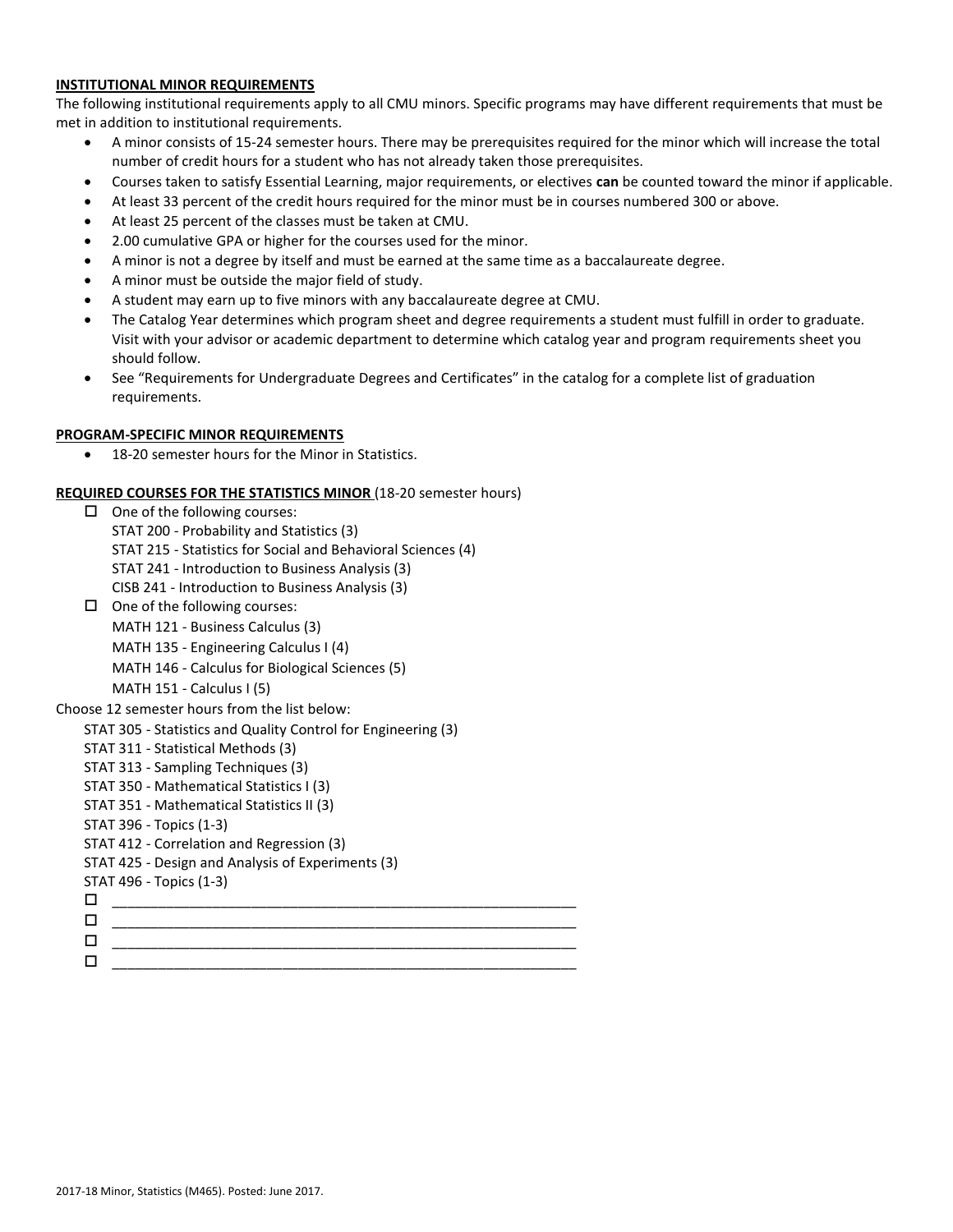**INSTITUTIONAL MINOR REQUIREMENTS**

The following institutional requirements apply to all CMU minors. Specific programs may have different requirements that must be met in addition to institutional requirements.

- A minor consists of 15-24 semester hours. There may be prerequisites required for the minor which will increase the total number of credit hours for a student who has not already taken those prerequisites.
- Courses taken to satisfy Essential Learning, major requirements, or electives **can** be counted toward the minor if applicable.
- At least 33 percent of the credit hours required for the minor must be in courses numbered 300 or above.
- At least 25 percent of the classes must be taken at CMU.
- 2.00 cumulative GPA or higher for the courses used for the minor.
- A minor is not a degree by itself and must be earned at the same time as a baccalaureate degree.
- A minor must be outside the major field of study.
- A student may earn up to five minors with any baccalaureate degree at CMU.
- The Catalog Year determines which program sheet and degree requirements a student must fulfill in order to graduate. Visit with your advisor or academic department to determine which catalog year and program requirements sheet you should follow.
- See "Requirements for Undergraduate Degrees and Certificates" in the catalog for a complete list of graduation requirements.

**PROGRAM-SPECIFIC MINOR REQUIREMENTS**

- 18-20 semester hours for the Minor in Statistics.

**REQUIRED COURSES FOR THE STATISTICS MINOR** (18-20 semester hours)

- ☐ One of the following courses:
  - STAT 200 - Probability and Statistics (3)
  - STAT 215 - Statistics for Social and Behavioral Sciences (4)
  - STAT 241 - Introduction to Business Analysis (3)
  - CISB 241 - Introduction to Business Analysis (3)
- ☐ One of the following courses:
  - MATH 121 - Business Calculus (3)
  - MATH 135 - Engineering Calculus I (4)
  - MATH 146 - Calculus for Biological Sciences (5)
  - MATH 151 - Calculus I (5)

Choose 12 semester hours from the list below:

- STAT 305 - Statistics and Quality Control for Engineering (3)
- STAT 311 - Statistical Methods (3)
- STAT 313 - Sampling Techniques (3)
- STAT 350 - Mathematical Statistics I (3)
- STAT 351 - Mathematical Statistics II (3)
- STAT 396 - Topics (1-3)
- STAT 412 - Correlation and Regression (3)
- STAT 425 - Design and Analysis of Experiments (3)
- STAT 496 - Topics (1-3)

☐ ____________________________________________________________

☐ ____________________________________________________________

☐ ____________________________________________________________

☐ ____________________________________________________________

2017-18 Minor, Statistics (M465). Posted: June 2017.